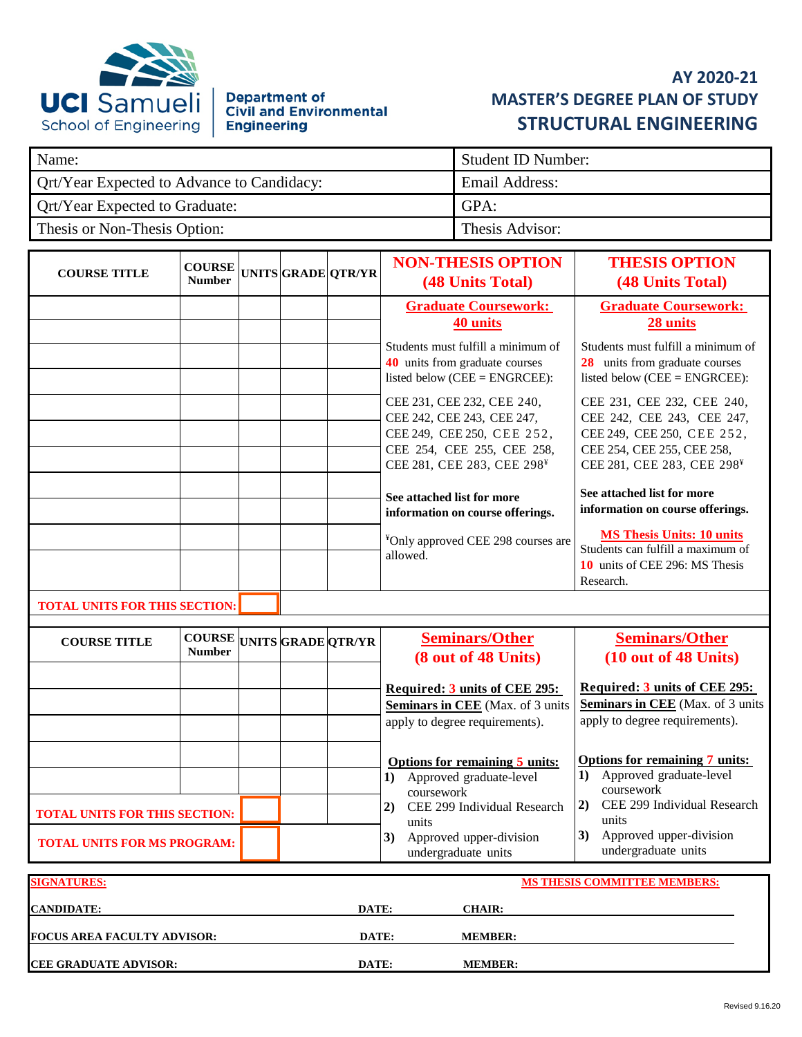UCI Samueli School of Engineering | Department of Civil and Environmental Engineering

# AY 2020-21
# MASTER'S DEGREE PLAN OF STUDY
# STRUCTURAL ENGINEERING

| Name: | Student ID Number: |
|---|---|
| Qrt/Year Expected to Advance to Candidacy: | Email Address: |
| Qrt/Year Expected to Graduate: | GPA: |
| Thesis or Non-Thesis Option: | Thesis Advisor: |

| COURSE TITLE | COURSE Number | UNITS | GRADE | QTR/YR |
|---|---|---|---|---|
| | | | | |
| | | | | |
| | | | | |
| | | | | |
| | | | | |
| | | | | |
| | | | | |
| | | | | |
| | | | | |
| | | | | |
| | | | | |
| TOTAL UNITS FOR THIS SECTION: | | | | |

**NON-THESIS OPTION (48 Units Total)**

**Graduate Coursework: 40 units**

Students must fulfill a minimum of 40 units from graduate courses listed below (CEE = ENGRCEE):

CEE 231, CEE 232, CEE 240, CEE 242, CEE 243, CEE 247, CEE 249, CEE 250, CEE 252, CEE 254, CEE 255, CEE 258, CEE 281, CEE 283, CEE 298[¥]

**See attached list for more information on course offerings.**

[¥]Only approved CEE 298 courses are allowed.

**THESIS OPTION (48 Units Total)**

**Graduate Coursework: 28 units**

Students must fulfill a minimum of 28 units from graduate courses listed below (CEE = ENGRCEE):

CEE 231, CEE 232, CEE 240, CEE 242, CEE 243, CEE 247, CEE 249, CEE 250, CEE 252, CEE 254, CEE 255, CEE 258, CEE 281, CEE 283, CEE 298[¥]

**See attached list for more information on course offerings.**

**MS Thesis Units: 10 units**
Students can fulfill a maximum of 10 units of CEE 296: MS Thesis Research.

| COURSE TITLE | COURSE Number | UNITS | GRADE | QTR/YR |
|---|---|---|---|---|
| | | | | |
| | | | | |
| | | | | |
| | | | | |
| | | | | |
| TOTAL UNITS FOR THIS SECTION: | | | | |
| TOTAL UNITS FOR MS PROGRAM: | | | | |

**Seminars/Other (8 out of 48 Units)** — Non-Thesis Option

**Required: 3 units of CEE 295: Seminars in CEE** (Max. of 3 units apply to degree requirements).

**Options for remaining 5 units:**
1) Approved graduate-level coursework
2) CEE 299 Individual Research units
3) Approved upper-division undergraduate units

**Seminars/Other (10 out of 48 Units)** — Thesis Option

**Required: 3 units of CEE 295: Seminars in CEE** (Max. of 3 units apply to degree requirements).

**Options for remaining 7 units:**
1) Approved graduate-level coursework
2) CEE 299 Individual Research units
3) Approved upper-division undergraduate units

**SIGNATURES:**

**CANDIDATE:** ____________ **DATE:** ____________

**FOCUS AREA FACULTY ADVISOR:** ____________ **DATE:** ____________

**CEE GRADUATE ADVISOR:** ____________ **DATE:** ____________

**MS THESIS COMMITTEE MEMBERS:**

**CHAIR:** ____________

**MEMBER:** ____________

**MEMBER:** ____________

Revised 9.16.20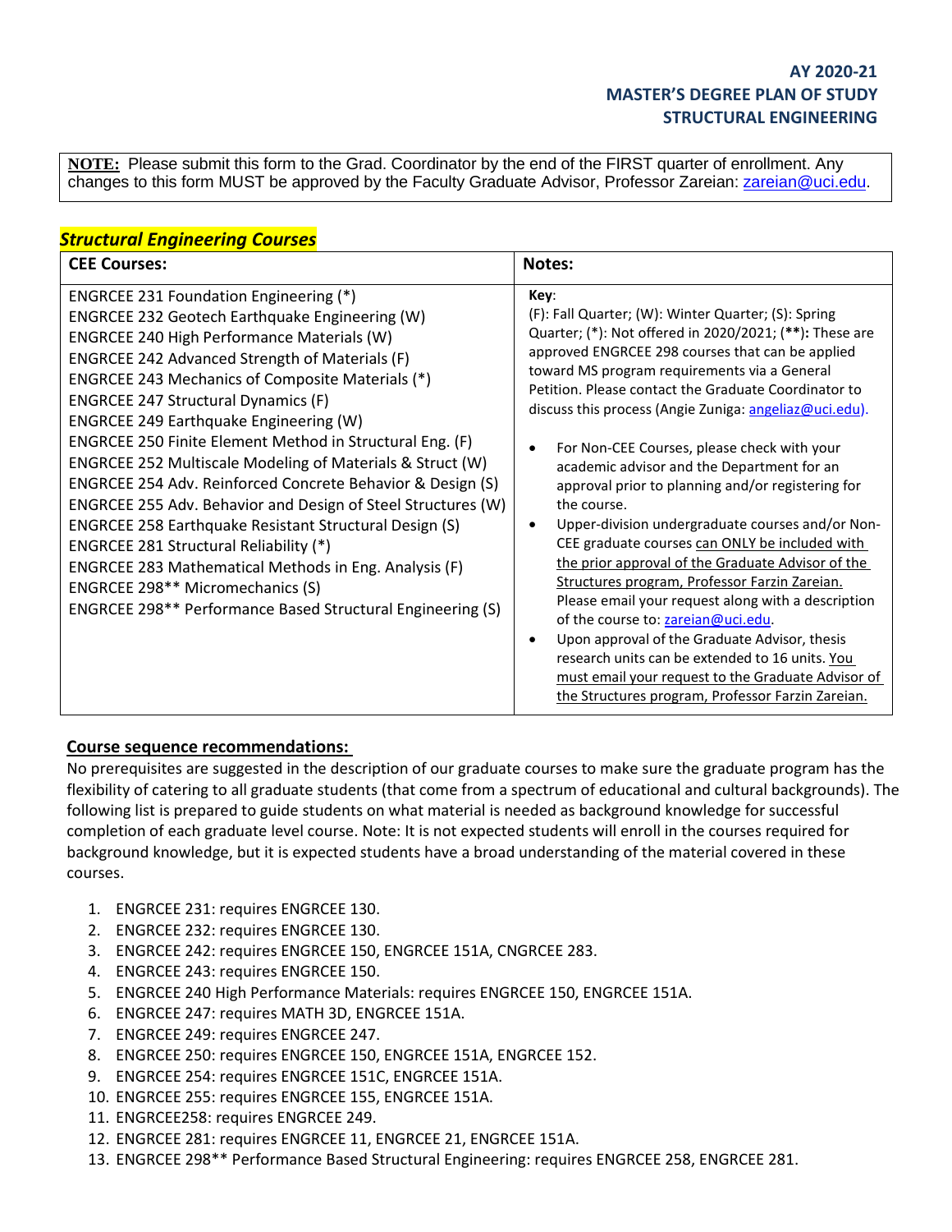**AY 2020-21**
**MASTER'S DEGREE PLAN OF STUDY**
**STRUCTURAL ENGINEERING**

**NOTE:** Please submit this form to the Grad. Coordinator by the end of the FIRST quarter of enrollment. Any changes to this form MUST be approved by the Faculty Graduate Advisor, Professor Zareian: zareian@uci.edu.

## ***Structural Engineering Courses***

| CEE Courses: | Notes: |
|---|---|
| ENGRCEE 231 Foundation Engineering (*)<br>ENGRCEE 232 Geotech Earthquake Engineering (W)<br>ENGRCEE 240 High Performance Materials (W)<br>ENGRCEE 242 Advanced Strength of Materials (F)<br>ENGRCEE 243 Mechanics of Composite Materials (*)<br>ENGRCEE 247 Structural Dynamics (F)<br>ENGRCEE 249 Earthquake Engineering (W)<br>ENGRCEE 250 Finite Element Method in Structural Eng. (F)<br>ENGRCEE 252 Multiscale Modeling of Materials & Struct (W)<br>ENGRCEE 254 Adv. Reinforced Concrete Behavior & Design (S)<br>ENGRCEE 255 Adv. Behavior and Design of Steel Structures (W)<br>ENGRCEE 258 Earthquake Resistant Structural Design (S)<br>ENGRCEE 281 Structural Reliability (*)<br>ENGRCEE 283 Mathematical Methods in Eng. Analysis (F)<br>ENGRCEE 298** Micromechanics (S)<br>ENGRCEE 298** Performance Based Structural Engineering (S) | **Key**:<br>(F): Fall Quarter; (W): Winter Quarter; (S): Spring Quarter; (*): Not offered in 2020/2021; (**): These are approved ENGRCEE 298 courses that can be applied toward MS program requirements via a General Petition. Please contact the Graduate Coordinator to discuss this process (Angie Zuniga: angeliaz@uci.edu).<br>• For Non-CEE Courses, please check with your academic advisor and the Department for an approval prior to planning and/or registering for the course.<br>• Upper-division undergraduate courses and/or Non-CEE graduate courses can ONLY be included with the prior approval of the Graduate Advisor of the Structures program, Professor Farzin Zareian. Please email your request along with a description of the course to: zareian@uci.edu.<br>• Upon approval of the Graduate Advisor, thesis research units can be extended to 16 units. You must email your request to the Graduate Advisor of the Structures program, Professor Farzin Zareian. |

**Course sequence recommendations:**

No prerequisites are suggested in the description of our graduate courses to make sure the graduate program has the flexibility of catering to all graduate students (that come from a spectrum of educational and cultural backgrounds). The following list is prepared to guide students on what material is needed as background knowledge for successful completion of each graduate level course. Note: It is not expected students will enroll in the courses required for background knowledge, but it is expected students have a broad understanding of the material covered in these courses.

1. ENGRCEE 231: requires ENGRCEE 130.
2. ENGRCEE 232: requires ENGRCEE 130.
3. ENGRCEE 242: requires ENGRCEE 150, ENGRCEE 151A, CNGRCEE 283.
4. ENGRCEE 243: requires ENGRCEE 150.
5. ENGRCEE 240 High Performance Materials: requires ENGRCEE 150, ENGRCEE 151A.
6. ENGRCEE 247: requires MATH 3D, ENGRCEE 151A.
7. ENGRCEE 249: requires ENGRCEE 247.
8. ENGRCEE 250: requires ENGRCEE 150, ENGRCEE 151A, ENGRCEE 152.
9. ENGRCEE 254: requires ENGRCEE 151C, ENGRCEE 151A.
10. ENGRCEE 255: requires ENGRCEE 155, ENGRCEE 151A.
11. ENGRCEE258: requires ENGRCEE 249.
12. ENGRCEE 281: requires ENGRCEE 11, ENGRCEE 21, ENGRCEE 151A.
13. ENGRCEE 298** Performance Based Structural Engineering: requires ENGRCEE 258, ENGRCEE 281.